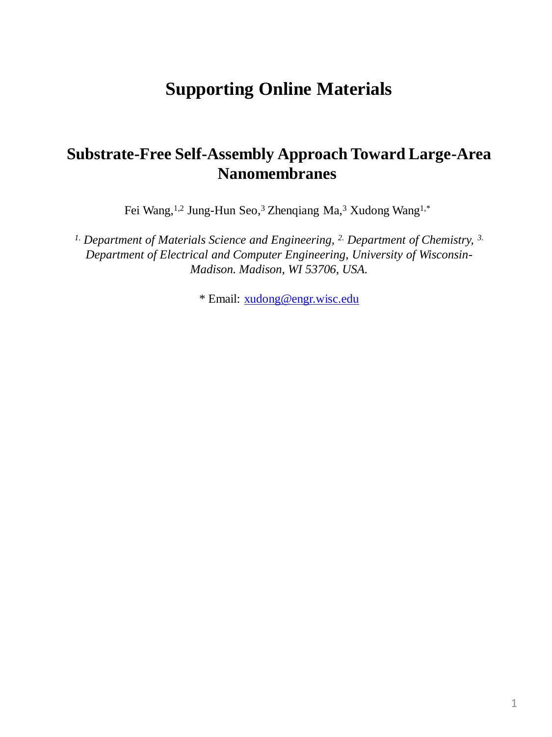# Supporting Online Materials

## Substrate-Free Self-Assembly Approach Toward Large-Area Nanomembranes

Fei Wang,[1,2] Jung-Hun Seo,[3] Zhenqiang Ma,[3] Xudong Wang[1,*]

*[1.] Department of Materials Science and Engineering, [2.] Department of Chemistry, [3.] Department of Electrical and Computer Engineering, University of Wisconsin-Madison. Madison, WI 53706, USA.*

* Email: xudong@engr.wisc.edu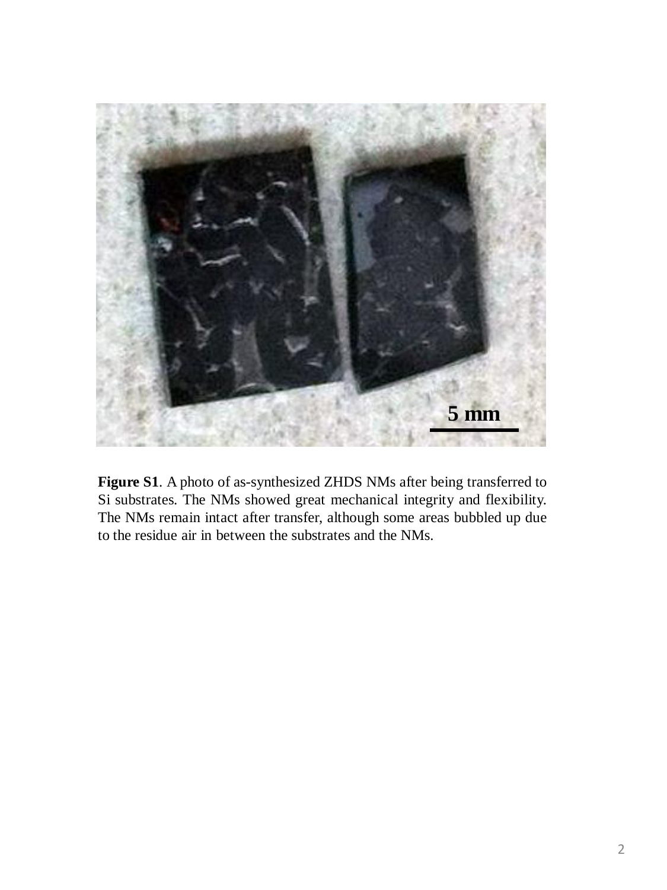**Figure S1**. A photo of as-synthesized ZHDS NMs after being transferred to Si substrates. The NMs showed great mechanical integrity and flexibility. The NMs remain intact after transfer, although some areas bubbled up due to the residue air in between the substrates and the NMs.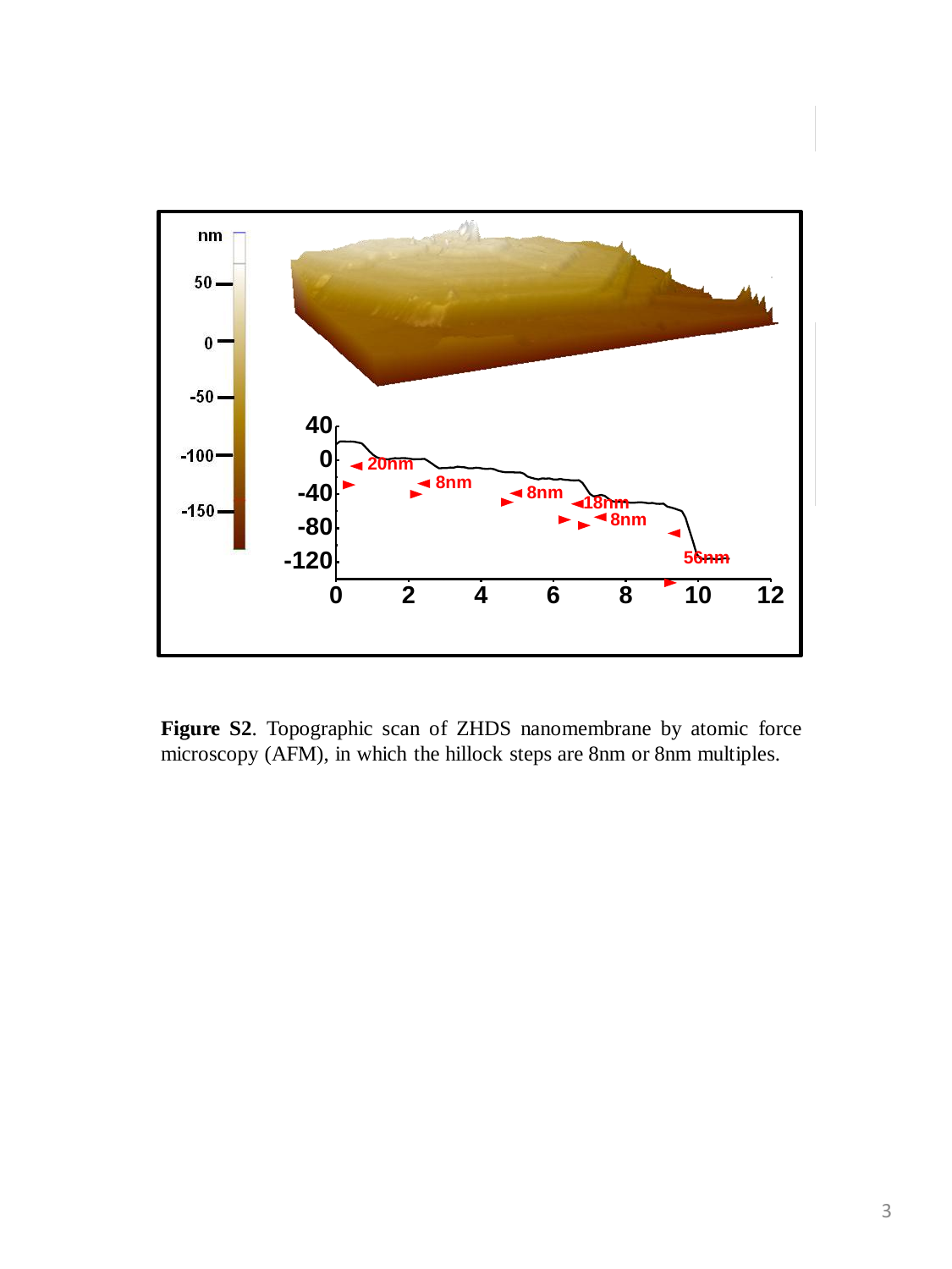**Figure S2**. Topographic scan of ZHDS nanomembrane by atomic force microscopy (AFM), in which the hillock steps are 8nm or 8nm multiples.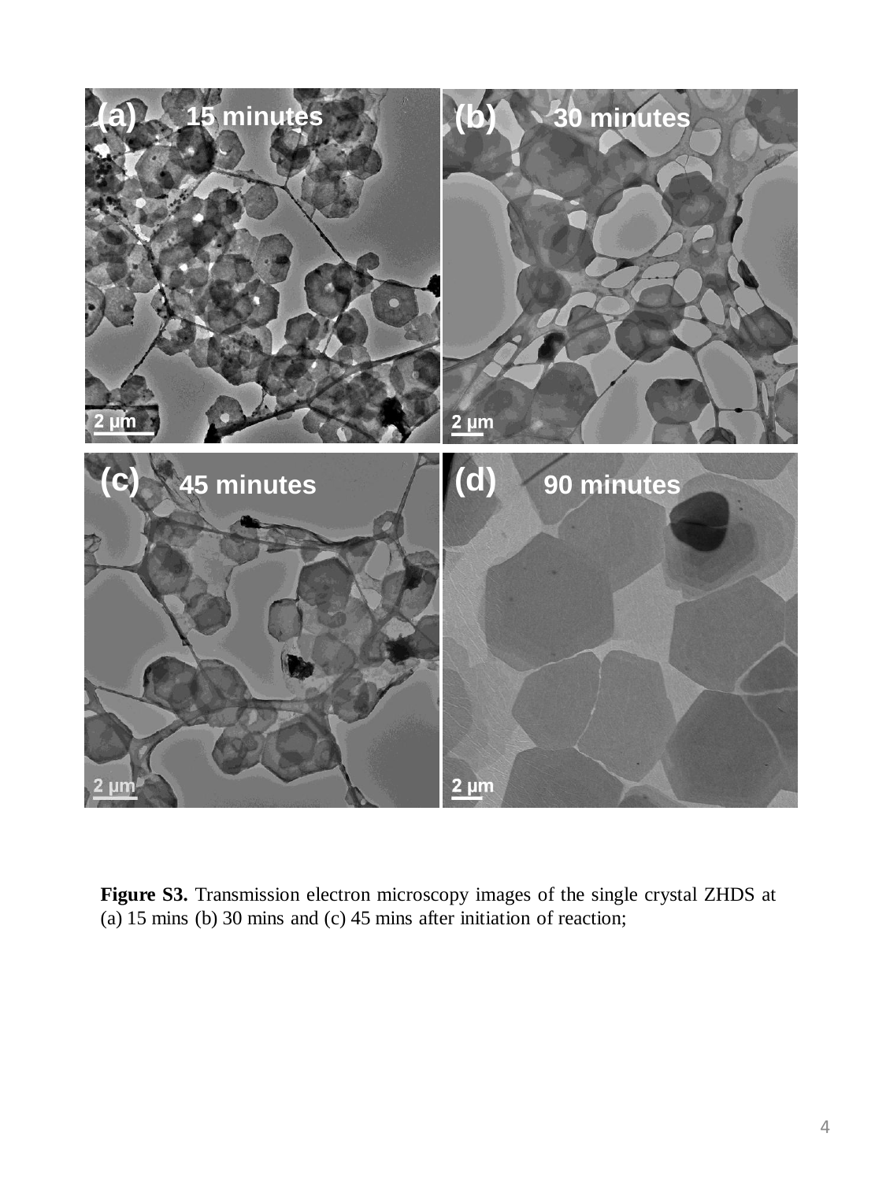**Figure S3.** Transmission electron microscopy images of the single crystal ZHDS at (a) 15 mins (b) 30 mins and (c) 45 mins after initiation of reaction;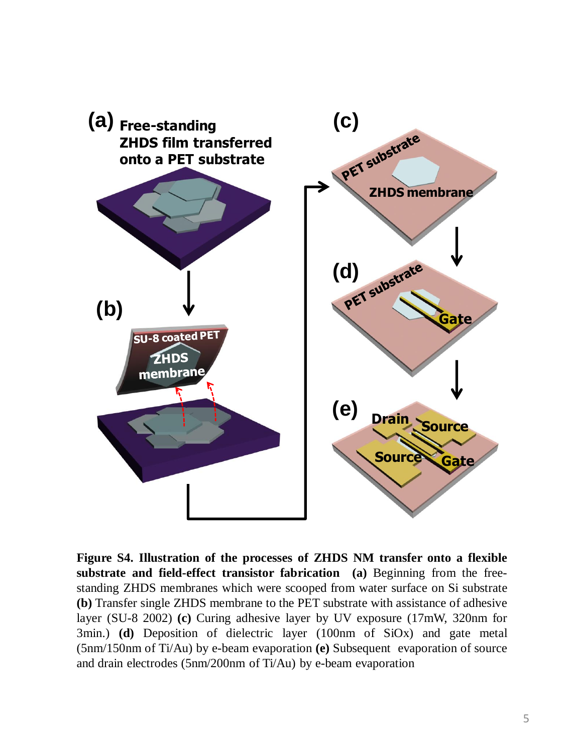(a) Free-standing ZHDS film transferred onto a PET substrate

(b) SU-8 coated PET

ZHDS membrane

(c) PET substrate

ZHDS membrane

(d) PET substrate

Gate

(e) Drain

Source

Source

Gate

**Figure S4. Illustration of the processes of ZHDS NM transfer onto a flexible substrate and field-effect transistor fabrication** **(a)** Beginning from the free-standing ZHDS membranes which were scooped from water surface on Si substrate **(b)** Transfer single ZHDS membrane to the PET substrate with assistance of adhesive layer (SU-8 2002) **(c)** Curing adhesive layer by UV exposure (17mW, 320nm for 3min.) **(d)** Deposition of dielectric layer (100nm of SiOx) and gate metal (5nm/150nm of Ti/Au) by e-beam evaporation **(e)** Subsequent evaporation of source and drain electrodes (5nm/200nm of Ti/Au) by e-beam evaporation